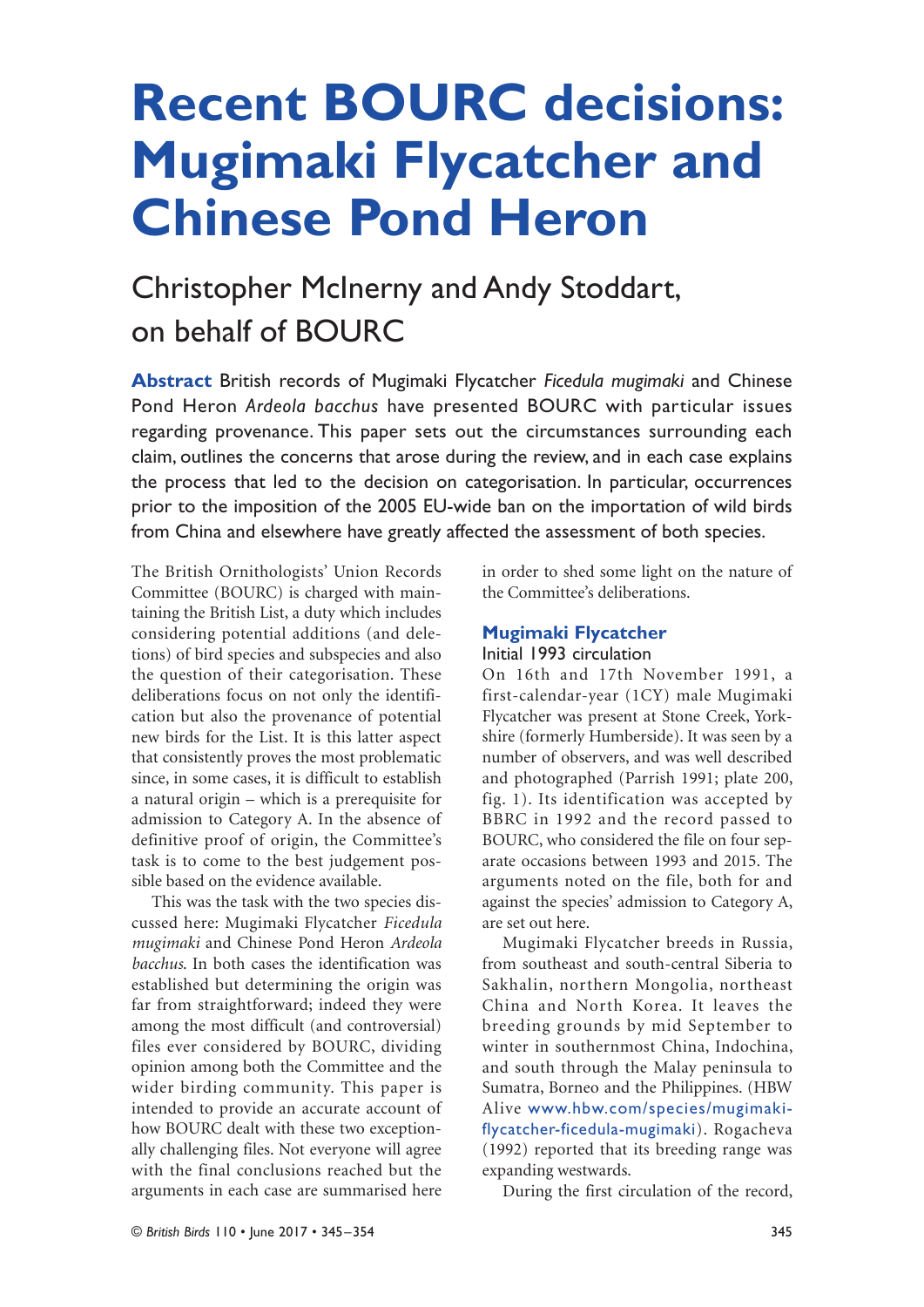# Recent BOURC decisions: Mugimaki Flycatcher and Chinese Pond Heron

## Christopher McInerny and Andy Stoddart, on behalf of BOURC

**Abstract** British records of Mugimaki Flycatcher *Ficedula mugimaki* and Chinese Pond Heron *Ardeola bacchus* have presented BOURC with particular issues regarding provenance. This paper sets out the circumstances surrounding each claim, outlines the concerns that arose during the review, and in each case explains the process that led to the decision on categorisation. In particular, occurrences prior to the imposition of the 2005 EU-wide ban on the importation of wild birds from China and elsewhere have greatly affected the assessment of both species.

The British Ornithologists' Union Records Committee (BOURC) is charged with maintaining the British List, a duty which includes considering potential additions (and deletions) of bird species and subspecies and also the question of their categorisation. These deliberations focus on not only the identification but also the provenance of potential new birds for the List. It is this latter aspect that consistently proves the most problematic since, in some cases, it is difficult to establish a natural origin – which is a prerequisite for admission to Category A. In the absence of definitive proof of origin, the Committee's task is to come to the best judgement possible based on the evidence available.

This was the task with the two species discussed here: Mugimaki Flycatcher *Ficedula mugimaki* and Chinese Pond Heron *Ardeola bacchus*. In both cases the identification was established but determining the origin was far from straightforward; indeed they were among the most difficult (and controversial) files ever considered by BOURC, dividing opinion among both the Committee and the wider birding community. This paper is intended to provide an accurate account of how BOURC dealt with these two exceptionally challenging files. Not everyone will agree with the final conclusions reached but the arguments in each case are summarised here in order to shed some light on the nature of the Committee's deliberations.

## Mugimaki Flycatcher

### Initial 1993 circulation

On 16th and 17th November 1991, a first-calendar-year (1CY) male Mugimaki Flycatcher was present at Stone Creek, Yorkshire (formerly Humberside). It was seen by a number of observers, and was well described and photographed (Parrish 1991; plate 200, fig. 1). Its identification was accepted by BBRC in 1992 and the record passed to BOURC, who considered the file on four separate occasions between 1993 and 2015. The arguments noted on the file, both for and against the species' admission to Category A, are set out here.

Mugimaki Flycatcher breeds in Russia, from southeast and south-central Siberia to Sakhalin, northern Mongolia, northeast China and North Korea. It leaves the breeding grounds by mid September to winter in southernmost China, Indochina, and south through the Malay peninsula to Sumatra, Borneo and the Philippines. (HBW Alive www.hbw.com/species/mugimaki-flycatcher-ficedula-mugimaki). Rogacheva (1992) reported that its breeding range was expanding westwards.

During the first circulation of the record,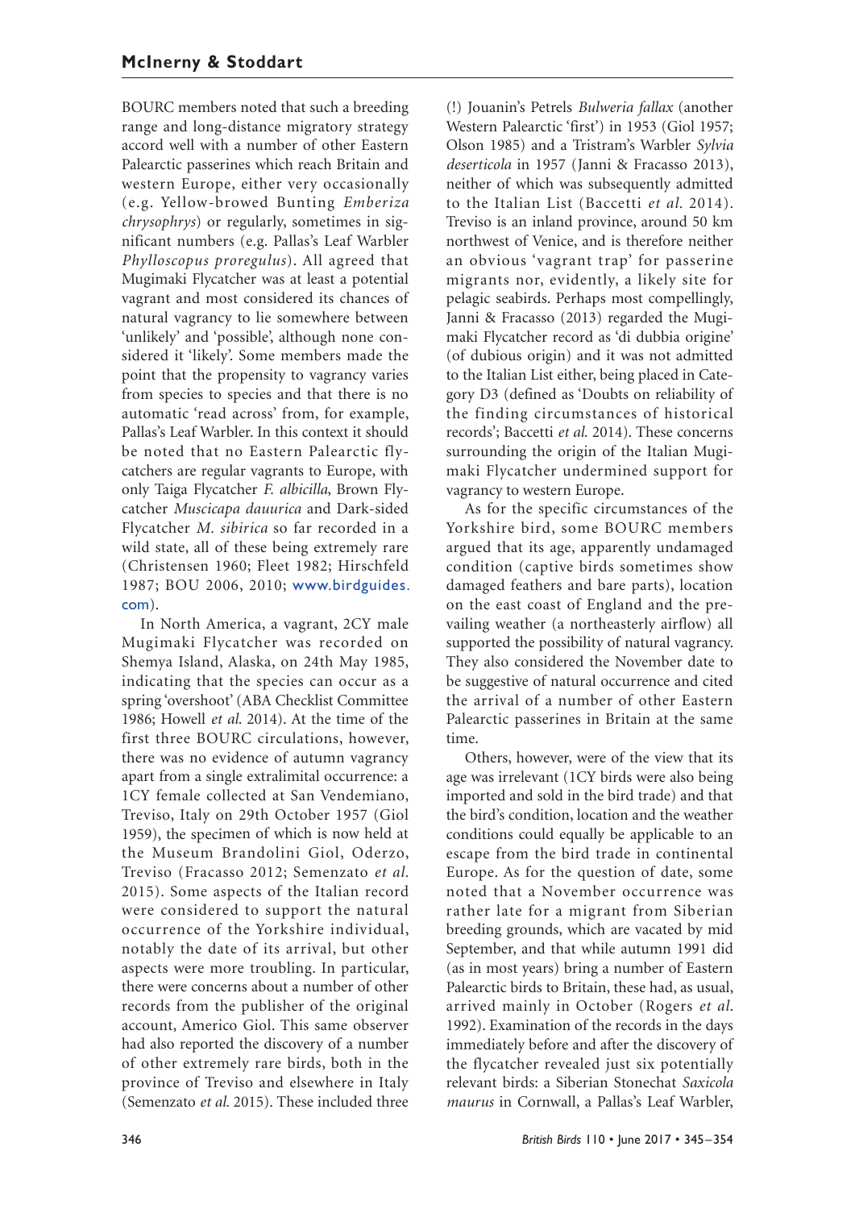BOURC members noted that such a breeding range and long-distance migratory strategy accord well with a number of other Eastern Palearctic passerines which reach Britain and western Europe, either very occasionally (e.g. Yellow-browed Bunting *Emberiza chrysophrys*) or regularly, sometimes in significant numbers (e.g. Pallas's Leaf Warbler *Phylloscopus proregulus*). All agreed that Mugimaki Flycatcher was at least a potential vagrant and most considered its chances of natural vagrancy to lie somewhere between 'unlikely' and 'possible', although none considered it 'likely'. Some members made the point that the propensity to vagrancy varies from species to species and that there is no automatic 'read across' from, for example, Pallas's Leaf Warbler. In this context it should be noted that no Eastern Palearctic flycatchers are regular vagrants to Europe, with only Taiga Flycatcher *F. albicilla*, Brown Flycatcher *Muscicapa dauurica* and Dark-sided Flycatcher *M. sibirica* so far recorded in a wild state, all of these being extremely rare (Christensen 1960; Fleet 1982; Hirschfeld 1987; BOU 2006, 2010; www.birdguides.com).

In North America, a vagrant, 2CY male Mugimaki Flycatcher was recorded on Shemya Island, Alaska, on 24th May 1985, indicating that the species can occur as a spring 'overshoot' (ABA Checklist Committee 1986; Howell *et al.* 2014). At the time of the first three BOURC circulations, however, there was no evidence of autumn vagrancy apart from a single extralimital occurrence: a 1CY female collected at San Vendemiano, Treviso, Italy on 29th October 1957 (Giol 1959), the specimen of which is now held at the Museum Brandolini Giol, Oderzo, Treviso (Fracasso 2012; Semenzato *et al.* 2015). Some aspects of the Italian record were considered to support the natural occurrence of the Yorkshire individual, notably the date of its arrival, but other aspects were more troubling. In particular, there were concerns about a number of other records from the publisher of the original account, Americo Giol. This same observer had also reported the discovery of a number of other extremely rare birds, both in the province of Treviso and elsewhere in Italy (Semenzato *et al.* 2015). These included three (!) Jouanin's Petrels *Bulweria fallax* (another Western Palearctic 'first') in 1953 (Giol 1957; Olson 1985) and a Tristram's Warbler *Sylvia deserticola* in 1957 (Janni & Fracasso 2013), neither of which was subsequently admitted to the Italian List (Baccetti *et al.* 2014). Treviso is an inland province, around 50 km northwest of Venice, and is therefore neither an obvious 'vagrant trap' for passerine migrants nor, evidently, a likely site for pelagic seabirds. Perhaps most compellingly, Janni & Fracasso (2013) regarded the Mugimaki Flycatcher record as 'di dubbia origine' (of dubious origin) and it was not admitted to the Italian List either, being placed in Category D3 (defined as 'Doubts on reliability of the finding circumstances of historical records'; Baccetti *et al.* 2014). These concerns surrounding the origin of the Italian Mugimaki Flycatcher undermined support for vagrancy to western Europe.

As for the specific circumstances of the Yorkshire bird, some BOURC members argued that its age, apparently undamaged condition (captive birds sometimes show damaged feathers and bare parts), location on the east coast of England and the prevailing weather (a northeasterly airflow) all supported the possibility of natural vagrancy. They also considered the November date to be suggestive of natural occurrence and cited the arrival of a number of other Eastern Palearctic passerines in Britain at the same time.

Others, however, were of the view that its age was irrelevant (1CY birds were also being imported and sold in the bird trade) and that the bird's condition, location and the weather conditions could equally be applicable to an escape from the bird trade in continental Europe. As for the question of date, some noted that a November occurrence was rather late for a migrant from Siberian breeding grounds, which are vacated by mid September, and that while autumn 1991 did (as in most years) bring a number of Eastern Palearctic birds to Britain, these had, as usual, arrived mainly in October (Rogers *et al.* 1992). Examination of the records in the days immediately before and after the discovery of the flycatcher revealed just six potentially relevant birds: a Siberian Stonechat *Saxicola maurus* in Cornwall, a Pallas's Leaf Warbler,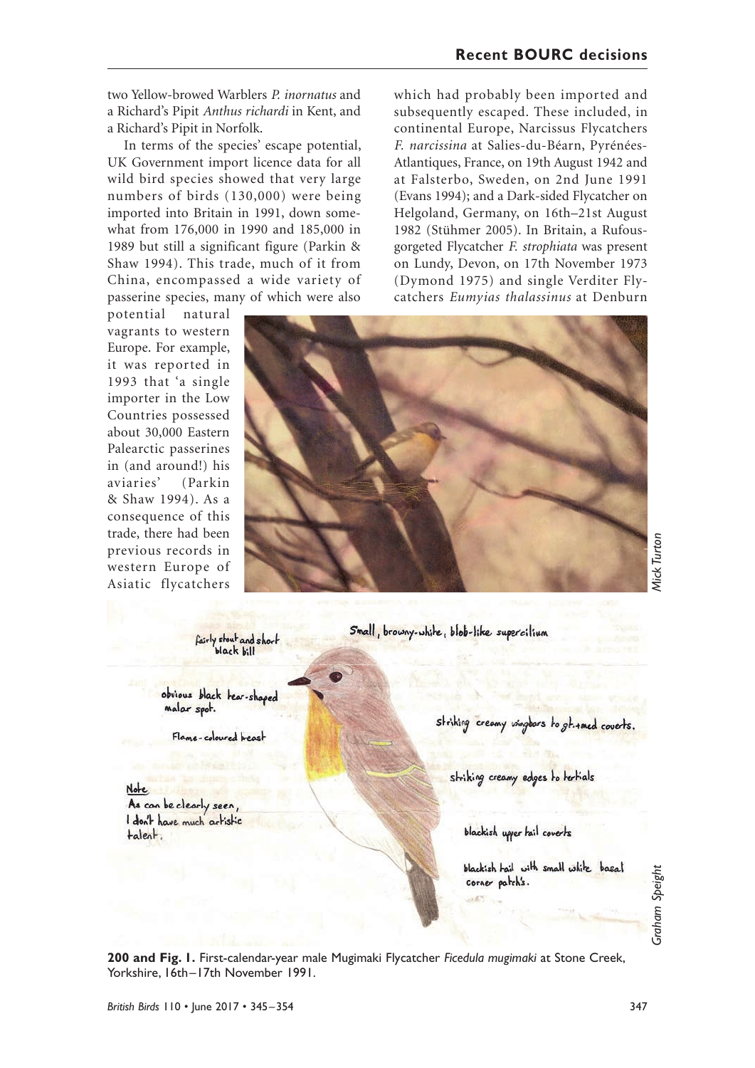two Yellow-browed Warblers *P. inornatus* and a Richard's Pipit *Anthus richardi* in Kent, and a Richard's Pipit in Norfolk.

In terms of the species' escape potential, UK Government import licence data for all wild bird species showed that very large numbers of birds (130,000) were being imported into Britain in 1991, down somewhat from 176,000 in 1990 and 185,000 in 1989 but still a significant figure (Parkin & Shaw 1994). This trade, much of it from China, encompassed a wide variety of passerine species, many of which were also potential natural vagrants to western Europe. For example, it was reported in 1993 that 'a single importer in the Low Countries possessed about 30,000 Eastern Palearctic passerines in (and around!) his aviaries' (Parkin & Shaw 1994). As a consequence of this trade, there had been previous records in western Europe of Asiatic flycatchers which had probably been imported and subsequently escaped. These included, in continental Europe, Narcissus Flycatchers *F. narcissina* at Salies-du-Béarn, Pyrénées-Atlantiques, France, on 19th August 1942 and at Falsterbo, Sweden, on 2nd June 1991 (Evans 1994); and a Dark-sided Flycatcher on Helgoland, Germany, on 16th–21st August 1982 (Stühmer 2005). In Britain, a Rufous-gorgeted Flycatcher *F. strophiata* was present on Lundy, Devon, on 17th November 1973 (Dymond 1975) and single Verditer Flycatchers *Eumyias thalassinus* at Denburn

Mick Turton

Graham Speight

**200 and Fig. 1.** First-calendar-year male Mugimaki Flycatcher *Ficedula mugimaki* at Stone Creek, Yorkshire, 16th–17th November 1991.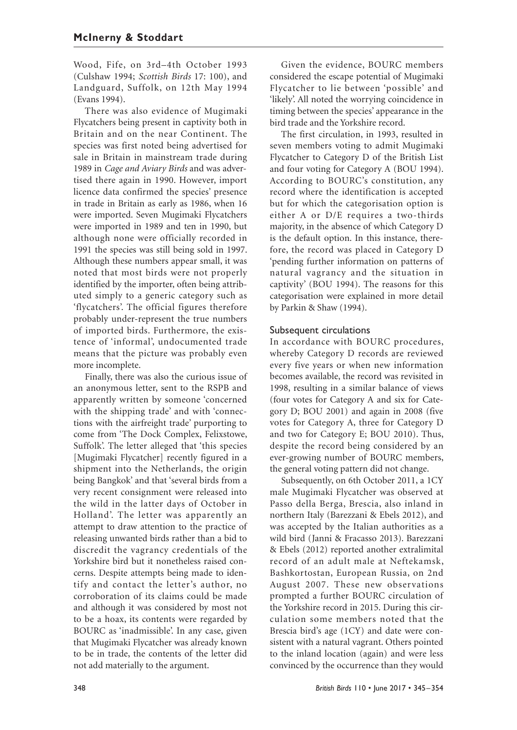Wood, Fife, on 3rd–4th October 1993 (Culshaw 1994; *Scottish Birds* 17: 100), and Landguard, Suffolk, on 12th May 1994 (Evans 1994).

There was also evidence of Mugimaki Flycatchers being present in captivity both in Britain and on the near Continent. The species was first noted being advertised for sale in Britain in mainstream trade during 1989 in *Cage and Aviary Birds* and was advertised there again in 1990. However, import licence data confirmed the species' presence in trade in Britain as early as 1986, when 16 were imported. Seven Mugimaki Flycatchers were imported in 1989 and ten in 1990, but although none were officially recorded in 1991 the species was still being sold in 1997. Although these numbers appear small, it was noted that most birds were not properly identified by the importer, often being attributed simply to a generic category such as 'flycatchers'. The official figures therefore probably under-represent the true numbers of imported birds. Furthermore, the existence of 'informal', undocumented trade means that the picture was probably even more incomplete.

Finally, there was also the curious issue of an anonymous letter, sent to the RSPB and apparently written by someone 'concerned with the shipping trade' and with 'connections with the airfreight trade' purporting to come from 'The Dock Complex, Felixstowe, Suffolk'. The letter alleged that 'this species [Mugimaki Flycatcher] recently figured in a shipment into the Netherlands, the origin being Bangkok' and that 'several birds from a very recent consignment were released into the wild in the latter days of October in Holland'. The letter was apparently an attempt to draw attention to the practice of releasing unwanted birds rather than a bid to discredit the vagrancy credentials of the Yorkshire bird but it nonetheless raised concerns. Despite attempts being made to identify and contact the letter's author, no corroboration of its claims could be made and although it was considered by most not to be a hoax, its contents were regarded by BOURC as 'inadmissible'. In any case, given that Mugimaki Flycatcher was already known to be in trade, the contents of the letter did not add materially to the argument.

Given the evidence, BOURC members considered the escape potential of Mugimaki Flycatcher to lie between 'possible' and 'likely'. All noted the worrying coincidence in timing between the species' appearance in the bird trade and the Yorkshire record.

The first circulation, in 1993, resulted in seven members voting to admit Mugimaki Flycatcher to Category D of the British List and four voting for Category A (BOU 1994). According to BOURC's constitution, any record where the identification is accepted but for which the categorisation option is either A or D/E requires a two-thirds majority, in the absence of which Category D is the default option. In this instance, therefore, the record was placed in Category D 'pending further information on patterns of natural vagrancy and the situation in captivity' (BOU 1994). The reasons for this categorisation were explained in more detail by Parkin & Shaw (1994).

## Subsequent circulations

In accordance with BOURC procedures, whereby Category D records are reviewed every five years or when new information becomes available, the record was revisited in 1998, resulting in a similar balance of views (four votes for Category A and six for Category D; BOU 2001) and again in 2008 (five votes for Category A, three for Category D and two for Category E; BOU 2010). Thus, despite the record being considered by an ever-growing number of BOURC members, the general voting pattern did not change.

Subsequently, on 6th October 2011, a 1CY male Mugimaki Flycatcher was observed at Passo della Berga, Brescia, also inland in northern Italy (Barezzani & Ebels 2012), and was accepted by the Italian authorities as a wild bird (Janni & Fracasso 2013). Barezzani & Ebels (2012) reported another extralimital record of an adult male at Neftekamsk, Bashkortostan, European Russia, on 2nd August 2007. These new observations prompted a further BOURC circulation of the Yorkshire record in 2015. During this circulation some members noted that the Brescia bird's age (1CY) and date were consistent with a natural vagrant. Others pointed to the inland location (again) and were less convinced by the occurrence than they would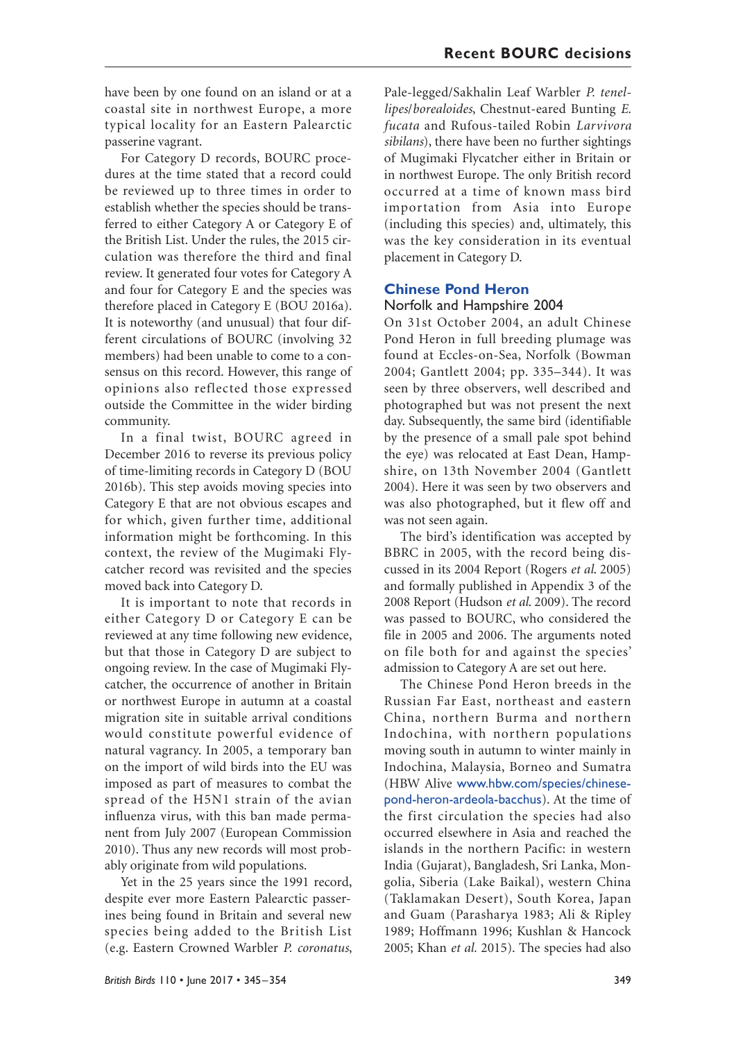have been by one found on an island or at a coastal site in northwest Europe, a more typical locality for an Eastern Palearctic passerine vagrant.

For Category D records, BOURC procedures at the time stated that a record could be reviewed up to three times in order to establish whether the species should be transferred to either Category A or Category E of the British List. Under the rules, the 2015 circulation was therefore the third and final review. It generated four votes for Category A and four for Category E and the species was therefore placed in Category E (BOU 2016a). It is noteworthy (and unusual) that four different circulations of BOURC (involving 32 members) had been unable to come to a consensus on this record. However, this range of opinions also reflected those expressed outside the Committee in the wider birding community.

In a final twist, BOURC agreed in December 2016 to reverse its previous policy of time-limiting records in Category D (BOU 2016b). This step avoids moving species into Category E that are not obvious escapes and for which, given further time, additional information might be forthcoming. In this context, the review of the Mugimaki Flycatcher record was revisited and the species moved back into Category D.

It is important to note that records in either Category D or Category E can be reviewed at any time following new evidence, but that those in Category D are subject to ongoing review. In the case of Mugimaki Flycatcher, the occurrence of another in Britain or northwest Europe in autumn at a coastal migration site in suitable arrival conditions would constitute powerful evidence of natural vagrancy. In 2005, a temporary ban on the import of wild birds into the EU was imposed as part of measures to combat the spread of the H5N1 strain of the avian influenza virus, with this ban made permanent from July 2007 (European Commission 2010). Thus any new records will most probably originate from wild populations.

Yet in the 25 years since the 1991 record, despite ever more Eastern Palearctic passerines being found in Britain and several new species being added to the British List (e.g. Eastern Crowned Warbler *P. coronatus*, Pale-legged/Sakhalin Leaf Warbler *P. tenellipes/borealoides*, Chestnut-eared Bunting *E. fucata* and Rufous-tailed Robin *Larvivora sibilans*), there have been no further sightings of Mugimaki Flycatcher either in Britain or in northwest Europe. The only British record occurred at a time of known mass bird importation from Asia into Europe (including this species) and, ultimately, this was the key consideration in its eventual placement in Category D.

## Chinese Pond Heron

### Norfolk and Hampshire 2004

On 31st October 2004, an adult Chinese Pond Heron in full breeding plumage was found at Eccles-on-Sea, Norfolk (Bowman 2004; Gantlett 2004; pp. 335–344). It was seen by three observers, well described and photographed but was not present the next day. Subsequently, the same bird (identifiable by the presence of a small pale spot behind the eye) was relocated at East Dean, Hampshire, on 13th November 2004 (Gantlett 2004). Here it was seen by two observers and was also photographed, but it flew off and was not seen again.

The bird's identification was accepted by BBRC in 2005, with the record being discussed in its 2004 Report (Rogers *et al.* 2005) and formally published in Appendix 3 of the 2008 Report (Hudson *et al.* 2009). The record was passed to BOURC, who considered the file in 2005 and 2006. The arguments noted on file both for and against the species' admission to Category A are set out here.

The Chinese Pond Heron breeds in the Russian Far East, northeast and eastern China, northern Burma and northern Indochina, with northern populations moving south in autumn to winter mainly in Indochina, Malaysia, Borneo and Sumatra (HBW Alive www.hbw.com/species/chinese-pond-heron-ardeola-bacchus). At the time of the first circulation the species had also occurred elsewhere in Asia and reached the islands in the northern Pacific: in western India (Gujarat), Bangladesh, Sri Lanka, Mongolia, Siberia (Lake Baikal), western China (Taklamakan Desert), South Korea, Japan and Guam (Parasharya 1983; Ali & Ripley 1989; Hoffmann 1996; Kushlan & Hancock 2005; Khan *et al.* 2015). The species had also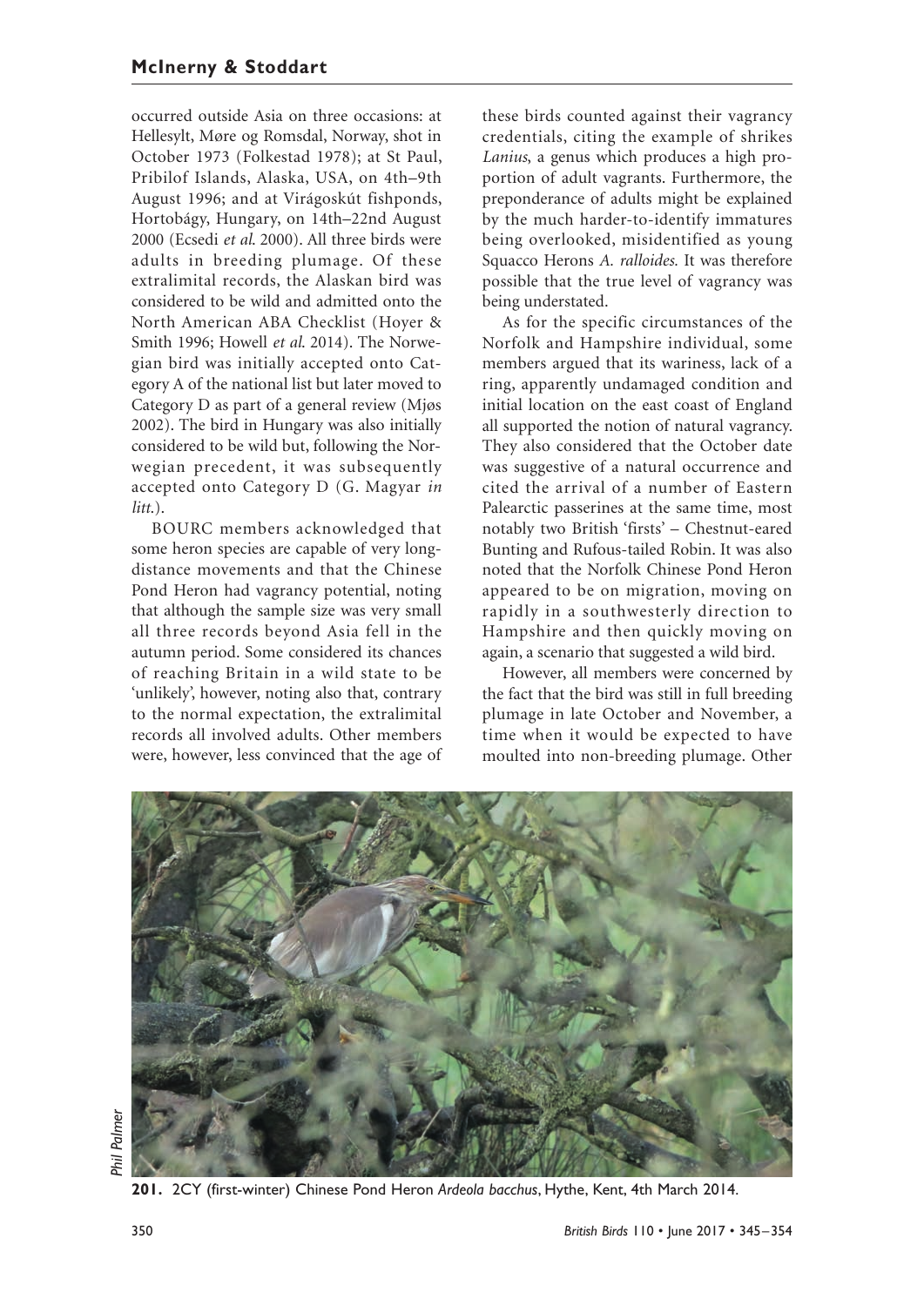occurred outside Asia on three occasions: at Hellesylt, Møre og Romsdal, Norway, shot in October 1973 (Folkestad 1978); at St Paul, Pribilof Islands, Alaska, USA, on 4th–9th August 1996; and at Virágoskút fishponds, Hortobágy, Hungary, on 14th–22nd August 2000 (Ecsedi *et al.* 2000). All three birds were adults in breeding plumage. Of these extralimital records, the Alaskan bird was considered to be wild and admitted onto the North American ABA Checklist (Hoyer & Smith 1996; Howell *et al.* 2014). The Norwegian bird was initially accepted onto Category A of the national list but later moved to Category D as part of a general review (Mjøs 2002). The bird in Hungary was also initially considered to be wild but, following the Norwegian precedent, it was subsequently accepted onto Category D (G. Magyar *in litt.*).

BOURC members acknowledged that some heron species are capable of very long-distance movements and that the Chinese Pond Heron had vagrancy potential, noting that although the sample size was very small all three records beyond Asia fell in the autumn period. Some considered its chances of reaching Britain in a wild state to be 'unlikely', however, noting also that, contrary to the normal expectation, the extralimital records all involved adults. Other members were, however, less convinced that the age of these birds counted against their vagrancy credentials, citing the example of shrikes *Lanius*, a genus which produces a high proportion of adult vagrants. Furthermore, the preponderance of adults might be explained by the much harder-to-identify immatures being overlooked, misidentified as young Squacco Herons *A. ralloides.* It was therefore possible that the true level of vagrancy was being understated.

As for the specific circumstances of the Norfolk and Hampshire individual, some members argued that its wariness, lack of a ring, apparently undamaged condition and initial location on the east coast of England all supported the notion of natural vagrancy. They also considered that the October date was suggestive of a natural occurrence and cited the arrival of a number of Eastern Palearctic passerines at the same time, most notably two British 'firsts' – Chestnut-eared Bunting and Rufous-tailed Robin. It was also noted that the Norfolk Chinese Pond Heron appeared to be on migration, moving on rapidly in a southwesterly direction to Hampshire and then quickly moving on again, a scenario that suggested a wild bird.

However, all members were concerned by the fact that the bird was still in full breeding plumage in late October and November, a time when it would be expected to have moulted into non-breeding plumage. Other

*Phil Palmer*

**201.** 2CY (first-winter) Chinese Pond Heron *Ardeola bacchus*, Hythe, Kent, 4th March 2014.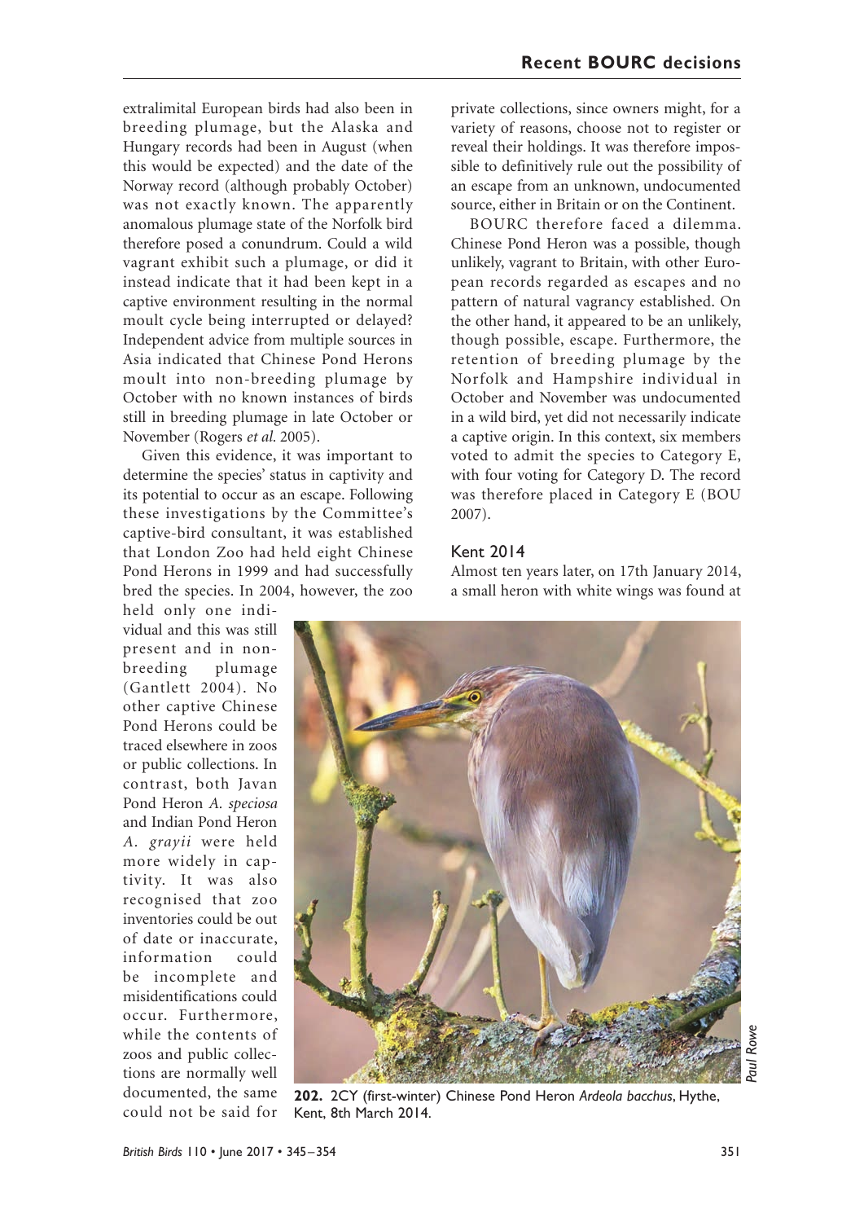extralimital European birds had also been in breeding plumage, but the Alaska and Hungary records had been in August (when this would be expected) and the date of the Norway record (although probably October) was not exactly known. The apparently anomalous plumage state of the Norfolk bird therefore posed a conundrum. Could a wild vagrant exhibit such a plumage, or did it instead indicate that it had been kept in a captive environment resulting in the normal moult cycle being interrupted or delayed? Independent advice from multiple sources in Asia indicated that Chinese Pond Herons moult into non-breeding plumage by October with no known instances of birds still in breeding plumage in late October or November (Rogers *et al.* 2005).

Given this evidence, it was important to determine the species' status in captivity and its potential to occur as an escape. Following these investigations by the Committee's captive-bird consultant, it was established that London Zoo had held eight Chinese Pond Herons in 1999 and had successfully bred the species. In 2004, however, the zoo held only one individual and this was still present and in non-breeding plumage (Gantlett 2004). No other captive Chinese Pond Herons could be traced elsewhere in zoos or public collections. In contrast, both Javan Pond Heron *A. speciosa* and Indian Pond Heron *A. grayii* were held more widely in captivity. It was also recognised that zoo inventories could be out of date or inaccurate, information could be incomplete and misidentifications could occur. Furthermore, while the contents of zoos and public collections are normally well documented, the same could not be said for private collections, since owners might, for a variety of reasons, choose not to register or reveal their holdings. It was therefore impossible to definitively rule out the possibility of an escape from an unknown, undocumented source, either in Britain or on the Continent.

BOURC therefore faced a dilemma. Chinese Pond Heron was a possible, though unlikely, vagrant to Britain, with other European records regarded as escapes and no pattern of natural vagrancy established. On the other hand, it appeared to be an unlikely, though possible, escape. Furthermore, the retention of breeding plumage by the Norfolk and Hampshire individual in October and November was undocumented in a wild bird, yet did not necessarily indicate a captive origin. In this context, six members voted to admit the species to Category E, with four voting for Category D. The record was therefore placed in Category E (BOU 2007).

## Kent 2014

Almost ten years later, on 17th January 2014, a small heron with white wings was found at

**202.** 2CY (first-winter) Chinese Pond Heron *Ardeola bacchus*, Hythe, Kent, 8th March 2014.

*Paul Rowe*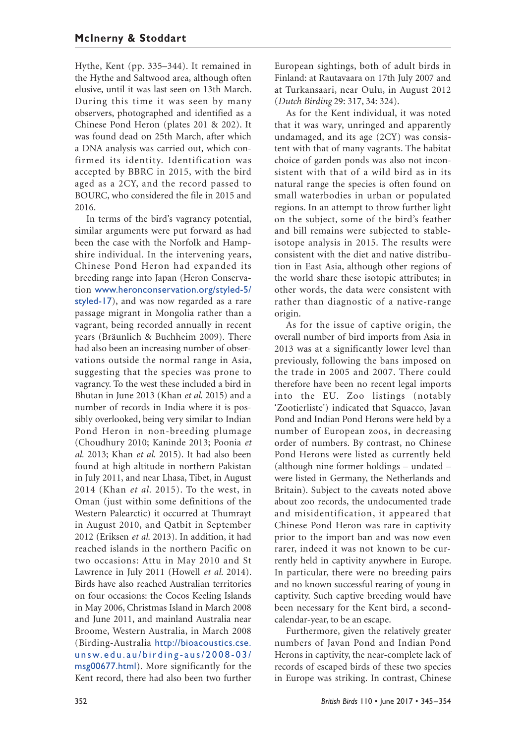Hythe, Kent (pp. 335–344). It remained in the Hythe and Saltwood area, although often elusive, until it was last seen on 13th March. During this time it was seen by many observers, photographed and identified as a Chinese Pond Heron (plates 201 & 202). It was found dead on 25th March, after which a DNA analysis was carried out, which confirmed its identity. Identification was accepted by BBRC in 2015, with the bird aged as a 2CY, and the record passed to BOURC, who considered the file in 2015 and 2016.

In terms of the bird's vagrancy potential, similar arguments were put forward as had been the case with the Norfolk and Hampshire individual. In the intervening years, Chinese Pond Heron had expanded its breeding range into Japan (Heron Conservation www.heronconservation.org/styled-5/styled-17), and was now regarded as a rare passage migrant in Mongolia rather than a vagrant, being recorded annually in recent years (Bräunlich & Buchheim 2009). There had also been an increasing number of observations outside the normal range in Asia, suggesting that the species was prone to vagrancy. To the west these included a bird in Bhutan in June 2013 (Khan *et al.* 2015) and a number of records in India where it is possibly overlooked, being very similar to Indian Pond Heron in non-breeding plumage (Choudhury 2010; Kaninde 2013; Poonia *et al.* 2013; Khan *et al.* 2015). It had also been found at high altitude in northern Pakistan in July 2011, and near Lhasa, Tibet, in August 2014 (Khan *et al.* 2015). To the west, in Oman (just within some definitions of the Western Palearctic) it occurred at Thumrayt in August 2010, and Qatbit in September 2012 (Eriksen *et al.* 2013). In addition, it had reached islands in the northern Pacific on two occasions: Attu in May 2010 and St Lawrence in July 2011 (Howell *et al.* 2014). Birds have also reached Australian territories on four occasions: the Cocos Keeling Islands in May 2006, Christmas Island in March 2008 and June 2011, and mainland Australia near Broome, Western Australia, in March 2008 (Birding-Australia http://bioacoustics.cse.unsw.edu.au/birding-aus/2008-03/msg00677.html). More significantly for the Kent record, there had also been two further European sightings, both of adult birds in Finland: at Rautavaara on 17th July 2007 and at Turkansaari, near Oulu, in August 2012 (*Dutch Birding* 29: 317, 34: 324).

As for the Kent individual, it was noted that it was wary, unringed and apparently undamaged, and its age (2CY) was consistent with that of many vagrants. The habitat choice of garden ponds was also not inconsistent with that of a wild bird as in its natural range the species is often found on small waterbodies in urban or populated regions. In an attempt to throw further light on the subject, some of the bird's feather and bill remains were subjected to stable-isotope analysis in 2015. The results were consistent with the diet and native distribution in East Asia, although other regions of the world share these isotopic attributes; in other words, the data were consistent with rather than diagnostic of a native-range origin.

As for the issue of captive origin, the overall number of bird imports from Asia in 2013 was at a significantly lower level than previously, following the bans imposed on the trade in 2005 and 2007. There could therefore have been no recent legal imports into the EU. Zoo listings (notably 'Zootierliste') indicated that Squacco, Javan Pond and Indian Pond Herons were held by a number of European zoos, in decreasing order of numbers. By contrast, no Chinese Pond Herons were listed as currently held (although nine former holdings – undated – were listed in Germany, the Netherlands and Britain). Subject to the caveats noted above about zoo records, the undocumented trade and misidentification, it appeared that Chinese Pond Heron was rare in captivity prior to the import ban and was now even rarer, indeed it was not known to be currently held in captivity anywhere in Europe. In particular, there were no breeding pairs and no known successful rearing of young in captivity. Such captive breeding would have been necessary for the Kent bird, a second-calendar-year, to be an escape.

Furthermore, given the relatively greater numbers of Javan Pond and Indian Pond Herons in captivity, the near-complete lack of records of escaped birds of these two species in Europe was striking. In contrast, Chinese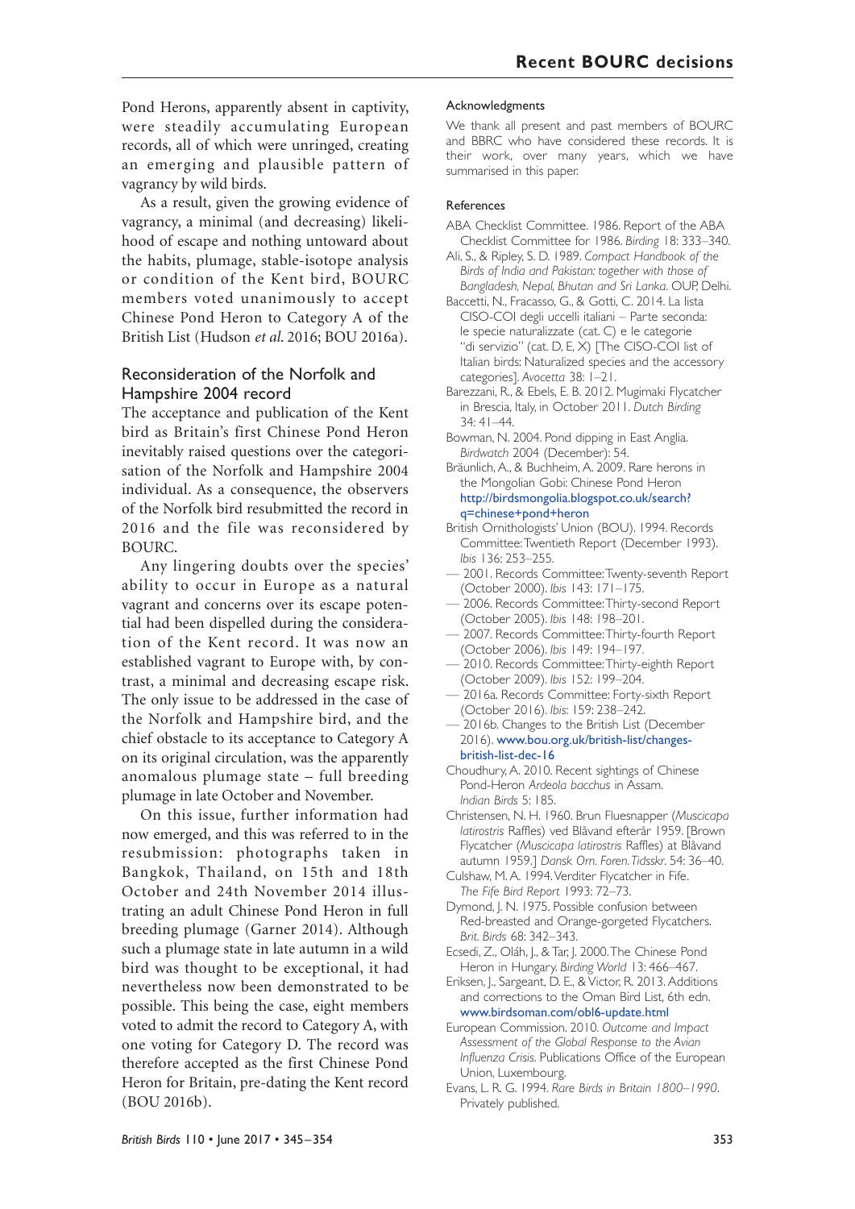Pond Herons, apparently absent in captivity, were steadily accumulating European records, all of which were unringed, creating an emerging and plausible pattern of vagrancy by wild birds.

As a result, given the growing evidence of vagrancy, a minimal (and decreasing) likelihood of escape and nothing untoward about the habits, plumage, stable-isotope analysis or condition of the Kent bird, BOURC members voted unanimously to accept Chinese Pond Heron to Category A of the British List (Hudson *et al.* 2016; BOU 2016a).

## Reconsideration of the Norfolk and Hampshire 2004 record

The acceptance and publication of the Kent bird as Britain's first Chinese Pond Heron inevitably raised questions over the categorisation of the Norfolk and Hampshire 2004 individual. As a consequence, the observers of the Norfolk bird resubmitted the record in 2016 and the file was reconsidered by BOURC.

Any lingering doubts over the species' ability to occur in Europe as a natural vagrant and concerns over its escape potential had been dispelled during the consideration of the Kent record. It was now an established vagrant to Europe with, by contrast, a minimal and decreasing escape risk. The only issue to be addressed in the case of the Norfolk and Hampshire bird, and the chief obstacle to its acceptance to Category A on its original circulation, was the apparently anomalous plumage state – full breeding plumage in late October and November.

On this issue, further information had now emerged, and this was referred to in the resubmission: photographs taken in Bangkok, Thailand, on 15th and 18th October and 24th November 2014 illustrating an adult Chinese Pond Heron in full breeding plumage (Garner 2014). Although such a plumage state in late autumn in a wild bird was thought to be exceptional, it had nevertheless now been demonstrated to be possible. This being the case, eight members voted to admit the record to Category A, with one voting for Category D. The record was therefore accepted as the first Chinese Pond Heron for Britain, pre-dating the Kent record (BOU 2016b).

### Acknowledgments

We thank all present and past members of BOURC and BBRC who have considered these records. It is their work, over many years, which we have summarised in this paper.

### References

ABA Checklist Committee. 1986. Report of the ABA Checklist Committee for 1986. *Birding* 18: 333–340.

Ali, S., & Ripley, S. D. 1989. *Compact Handbook of the Birds of India and Pakistan: together with those of Bangladesh, Nepal, Bhutan and Sri Lanka*. OUP, Delhi.

Baccetti, N., Fracasso, G., & Gotti, C. 2014. La lista CISO-COI degli uccelli italiani – Parte seconda: le specie naturalizzate (cat. C) e le categorie "di servizio" (cat. D, E, X) [The CISO-COI list of Italian birds: Naturalized species and the accessory categories]. *Avocetta* 38: 1–21.

Barezzani, R., & Ebels, E. B. 2012. Mugimaki Flycatcher in Brescia, Italy, in October 2011. *Dutch Birding* 34: 41–44.

Bowman, N. 2004. Pond dipping in East Anglia. *Birdwatch* 2004 (December): 54.

Bräunlich, A., & Buchheim, A. 2009. Rare herons in the Mongolian Gobi: Chinese Pond Heron http://birdsmongolia.blogspot.co.uk/search?q=chinese+pond+heron

British Ornithologists' Union (BOU). 1994. Records Committee: Twentieth Report (December 1993). *Ibis* 136: 253–255.

— 2001. Records Committee: Twenty-seventh Report (October 2000). *Ibis* 143: 171–175.

— 2006. Records Committee: Thirty-second Report (October 2005). *Ibis* 148: 198–201.

— 2007. Records Committee: Thirty-fourth Report (October 2006). *Ibis* 149: 194–197.

— 2010. Records Committee: Thirty-eighth Report (October 2009). *Ibis* 152: 199–204.

— 2016a. Records Committee: Forty-sixth Report (October 2016). *Ibis*: 159: 238–242.

— 2016b. Changes to the British List (December 2016). www.bou.org.uk/british-list/changes-british-list-dec-16

Choudhury, A. 2010. Recent sightings of Chinese Pond-Heron *Ardeola bacchus* in Assam. *Indian Birds* 5: 185.

Christensen, N. H. 1960. Brun Fluesnapper (*Muscicapa latirostris* Raffles) ved Blåvand efterår 1959. [Brown Flycatcher (*Muscicapa latirostris* Raffles) at Blåvand autumn 1959.] *Dansk Orn. Foren. Tidsskr.* 54: 36–40.

Culshaw, M. A. 1994. Verditer Flycatcher in Fife. *The Fife Bird Report* 1993: 72–73.

Dymond, J. N. 1975. Possible confusion between Red-breasted and Orange-gorgeted Flycatchers. *Brit. Birds* 68: 342–343.

Ecsedi, Z., Oláh, J., & Tar, J. 2000. The Chinese Pond Heron in Hungary. *Birding World* 13: 466–467.

Eriksen, J., Sargeant, D. E., & Victor, R. 2013. Additions and corrections to the Oman Bird List, 6th edn. www.birdsoman.com/obl6-update.html

European Commission. 2010. *Outcome and Impact Assessment of the Global Response to the Avian Influenza Crisis*. Publications Office of the European Union, Luxembourg.

Evans, L. R. G. 1994. *Rare Birds in Britain 1800–1990*. Privately published.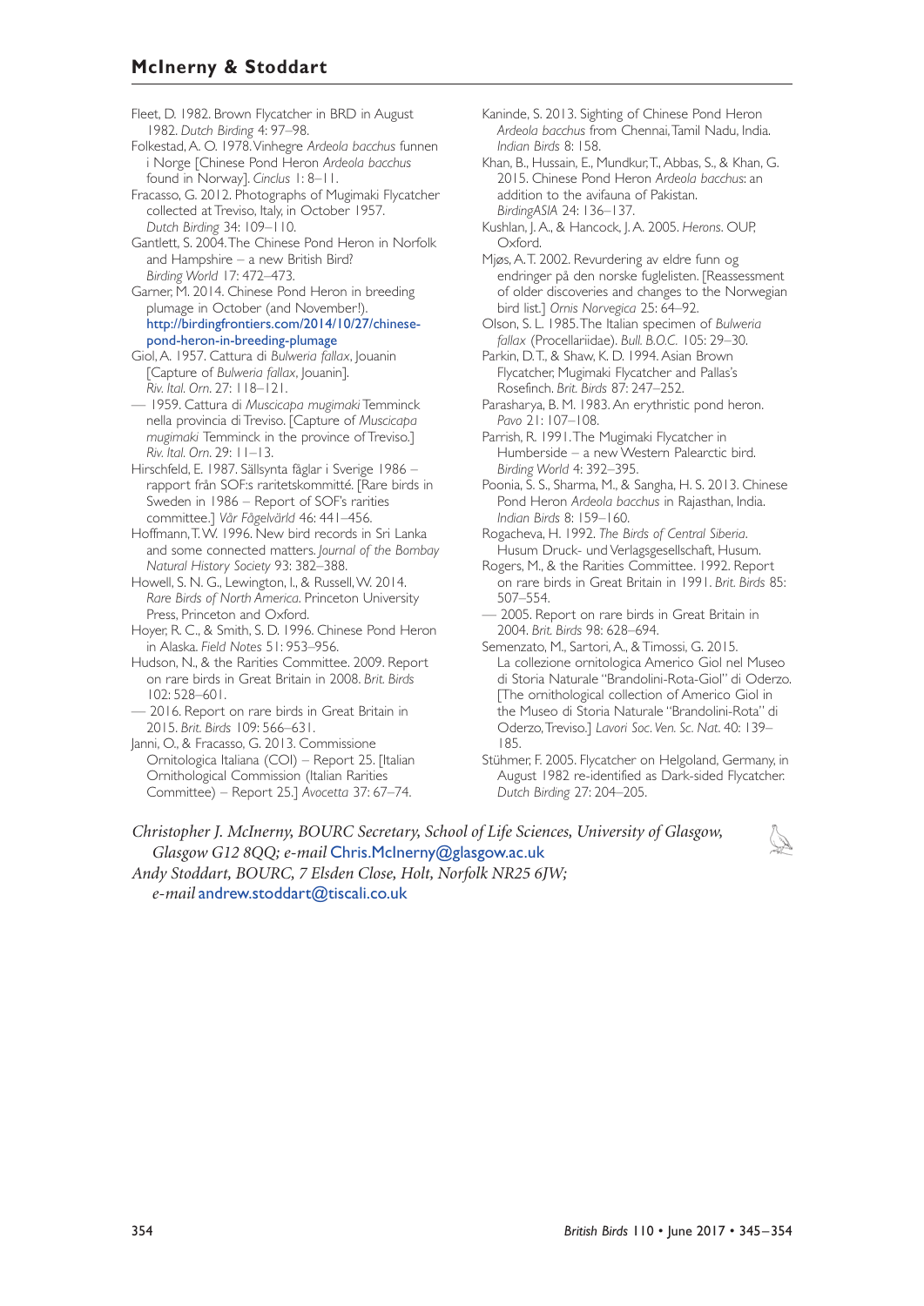Fleet, D. 1982. Brown Flycatcher in BRD in August 1982. *Dutch Birding* 4: 97–98.

Folkestad, A. O. 1978. Vinhegre *Ardeola bacchus* funnen i Norge [Chinese Pond Heron *Ardeola bacchus* found in Norway]. *Cinclus* 1: 8–11.

Fracasso, G. 2012. Photographs of Mugimaki Flycatcher collected at Treviso, Italy, in October 1957. *Dutch Birding* 34: 109–110.

Gantlett, S. 2004. The Chinese Pond Heron in Norfolk and Hampshire – a new British Bird? *Birding World* 17: 472–473.

Garner, M. 2014. Chinese Pond Heron in breeding plumage in October (and November!). http://birdingfrontiers.com/2014/10/27/chinese-pond-heron-in-breeding-plumage

Giol, A. 1957. Cattura di *Bulweria fallax*, Jouanin [Capture of *Bulweria fallax*, Jouanin]. *Riv. Ital. Orn.* 27: 118–121.

— 1959. Cattura di *Muscicapa mugimaki* Temminck nella provincia di Treviso. [Capture of *Muscicapa mugimaki* Temminck in the province of Treviso.] *Riv. Ital. Orn.* 29: 11–13.

Hirschfeld, E. 1987. Sällsynta fåglar i Sverige 1986 – rapport från SOF:s raritetskommitté. [Rare birds in Sweden in 1986 – Report of SOF's rarities committee.] *Vår Fågelvärld* 46: 441–456.

Hoffmann, T. W. 1996. New bird records in Sri Lanka and some connected matters. *Journal of the Bombay Natural History Society* 93: 382–388.

Howell, S. N. G., Lewington, I., & Russell, W. 2014. *Rare Birds of North America*. Princeton University Press, Princeton and Oxford.

Hoyer, R. C., & Smith, S. D. 1996. Chinese Pond Heron in Alaska. *Field Notes* 51: 953–956.

Hudson, N., & the Rarities Committee. 2009. Report on rare birds in Great Britain in 2008. *Brit. Birds* 102: 528–601.

— 2016. Report on rare birds in Great Britain in 2015. *Brit. Birds* 109: 566–631.

Janni, O., & Fracasso, G. 2013. Commissione Ornitologica Italiana (COI) – Report 25. [Italian Ornithological Commission (Italian Rarities Committee) – Report 25.] *Avocetta* 37: 67–74.

Kaninde, S. 2013. Sighting of Chinese Pond Heron *Ardeola bacchus* from Chennai, Tamil Nadu, India. *Indian Birds* 8: 158.

Khan, B., Hussain, E., Mundkur, T., Abbas, S., & Khan, G. 2015. Chinese Pond Heron *Ardeola bacchus*: an addition to the avifauna of Pakistan. *BirdingASIA* 24: 136–137.

Kushlan, J. A., & Hancock, J. A. 2005. *Herons*. OUP, Oxford.

Mjøs, A. T. 2002. Revurdering av eldre funn og endringer på den norske fuglelisten. [Reassessment of older discoveries and changes to the Norwegian bird list.] *Ornis Norvegica* 25: 64–92.

Olson, S. L. 1985. The Italian specimen of *Bulweria fallax* (Procellariidae). *Bull. B.O.C.* 105: 29–30.

Parkin, D. T., & Shaw, K. D. 1994. Asian Brown Flycatcher, Mugimaki Flycatcher and Pallas's Rosefinch. *Brit. Birds* 87: 247–252.

Parasharya, B. M. 1983. An erythristic pond heron. *Pavo* 21: 107–108.

Parrish, R. 1991. The Mugimaki Flycatcher in Humberside – a new Western Palearctic bird. *Birding World* 4: 392–395.

Poonia, S. S., Sharma, M., & Sangha, H. S. 2013. Chinese Pond Heron *Ardeola bacchus* in Rajasthan, India. *Indian Birds* 8: 159–160.

Rogacheva, H. 1992. *The Birds of Central Siberia*. Husum Druck- und Verlagsgesellschaft, Husum.

Rogers, M., & the Rarities Committee. 1992. Report on rare birds in Great Britain in 1991. *Brit. Birds* 85: 507–554.

— 2005. Report on rare birds in Great Britain in 2004. *Brit. Birds* 98: 628–694.

Semenzato, M., Sartori, A., & Timossi, G. 2015. La collezione ornitologica Americo Giol nel Museo di Storia Naturale "Brandolini-Rota-Giol" di Oderzo. [The ornithological collection of Americo Giol in the Museo di Storia Naturale "Brandolini-Rota" di Oderzo, Treviso.] *Lavori Soc. Ven. Sc. Nat.* 40: 139–185.

Stühmer, F. 2005. Flycatcher on Helgoland, Germany, in August 1982 re-identified as Dark-sided Flycatcher. *Dutch Birding* 27: 204–205.

*Christopher J. McInerny, BOURC Secretary, School of Life Sciences, University of Glasgow, Glasgow G12 8QQ; e-mail* Chris.McInerny@glasgow.ac.uk

*Andy Stoddart, BOURC, 7 Elsden Close, Holt, Norfolk NR25 6JW; e-mail* andrew.stoddart@tiscali.co.uk